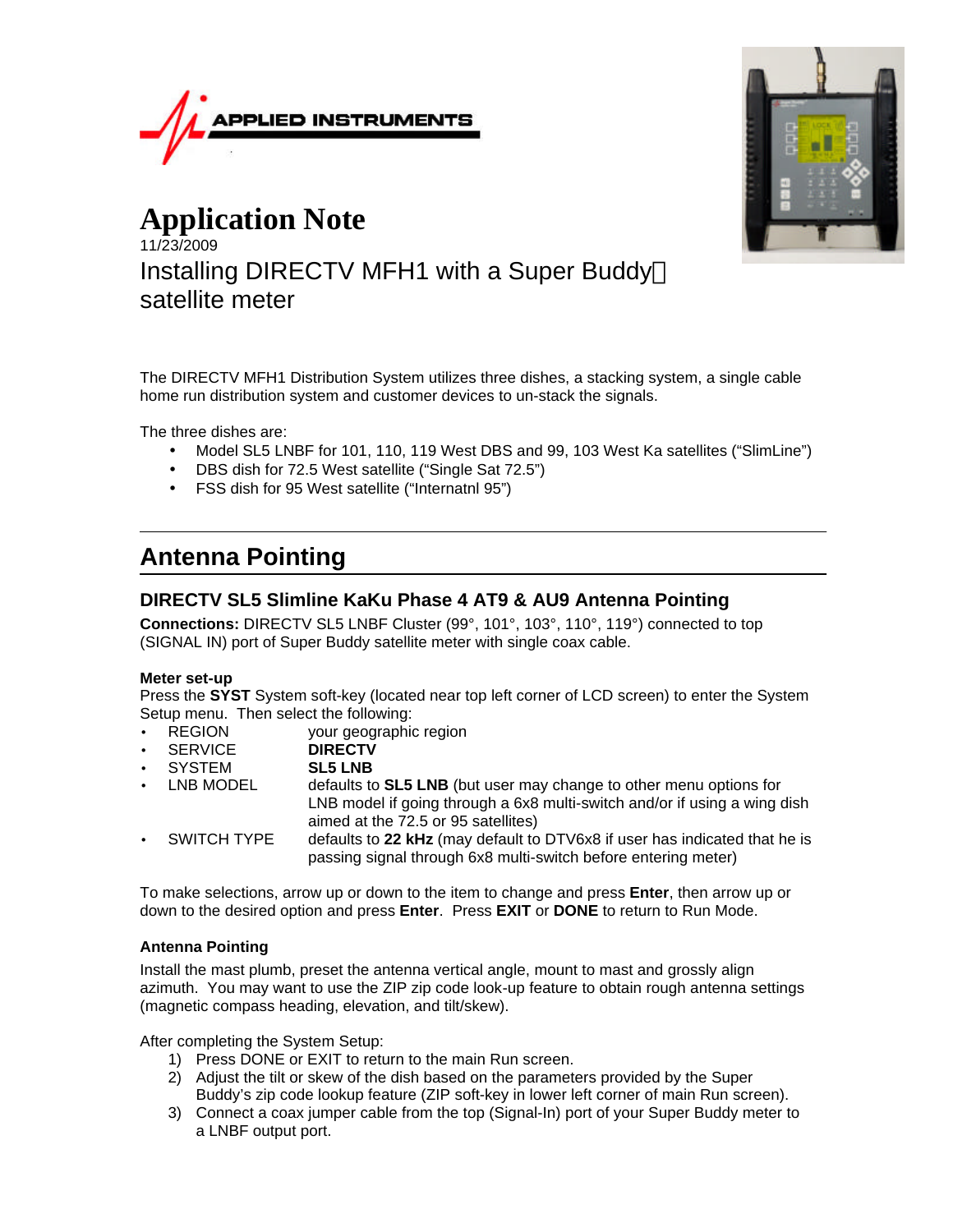APPLIED INSTRUMENTS

# Application Note

11/23/2009

Installing DIRECTV MFH1 with a Super Buddy™ satellite meter

The DIRECTV MFH1 Distribution System utilizes three dishes, a stacking system, a single cable home run distribution system and customer devices to un-stack the signals.

The three dishes are:

- Model SL5 LNBF for 101, 110, 119 West DBS and 99, 103 West Ka satellites ("SlimLine")
- DBS dish for 72.5 West satellite ("Single Sat 72.5")
- FSS dish for 95 West satellite ("Internatnl 95")

## Antenna Pointing

### DIRECTV SL5 Slimline KaKu Phase 4 AT9 & AU9 Antenna Pointing

**Connections:** DIRECTV SL5 LNBF Cluster (99°, 101°, 103°, 110°, 119°) connected to top (SIGNAL IN) port of Super Buddy satellite meter with single coax cable.

**Meter set-up**

Press the **SYST** System soft-key (located near top left corner of LCD screen) to enter the System Setup menu. Then select the following:

- REGION — your geographic region
- SERVICE — **DIRECTV**
- SYSTEM — **SL5 LNB**
- LNB MODEL — defaults to **SL5 LNB** (but user may change to other menu options for LNB model if going through a 6x8 multi-switch and/or if using a wing dish aimed at the 72.5 or 95 satellites)
- SWITCH TYPE — defaults to **22 kHz** (may default to DTV6x8 if user has indicated that he is passing signal through 6x8 multi-switch before entering meter)

To make selections, arrow up or down to the item to change and press **Enter**, then arrow up or down to the desired option and press **Enter**. Press **EXIT** or **DONE** to return to Run Mode.

**Antenna Pointing**

Install the mast plumb, preset the antenna vertical angle, mount to mast and grossly align azimuth. You may want to use the ZIP zip code look-up feature to obtain rough antenna settings (magnetic compass heading, elevation, and tilt/skew).

After completing the System Setup:

1) Press DONE or EXIT to return to the main Run screen.
2) Adjust the tilt or skew of the dish based on the parameters provided by the Super Buddy's zip code lookup feature (ZIP soft-key in lower left corner of main Run screen).
3) Connect a coax jumper cable from the top (Signal-In) port of your Super Buddy meter to a LNBF output port.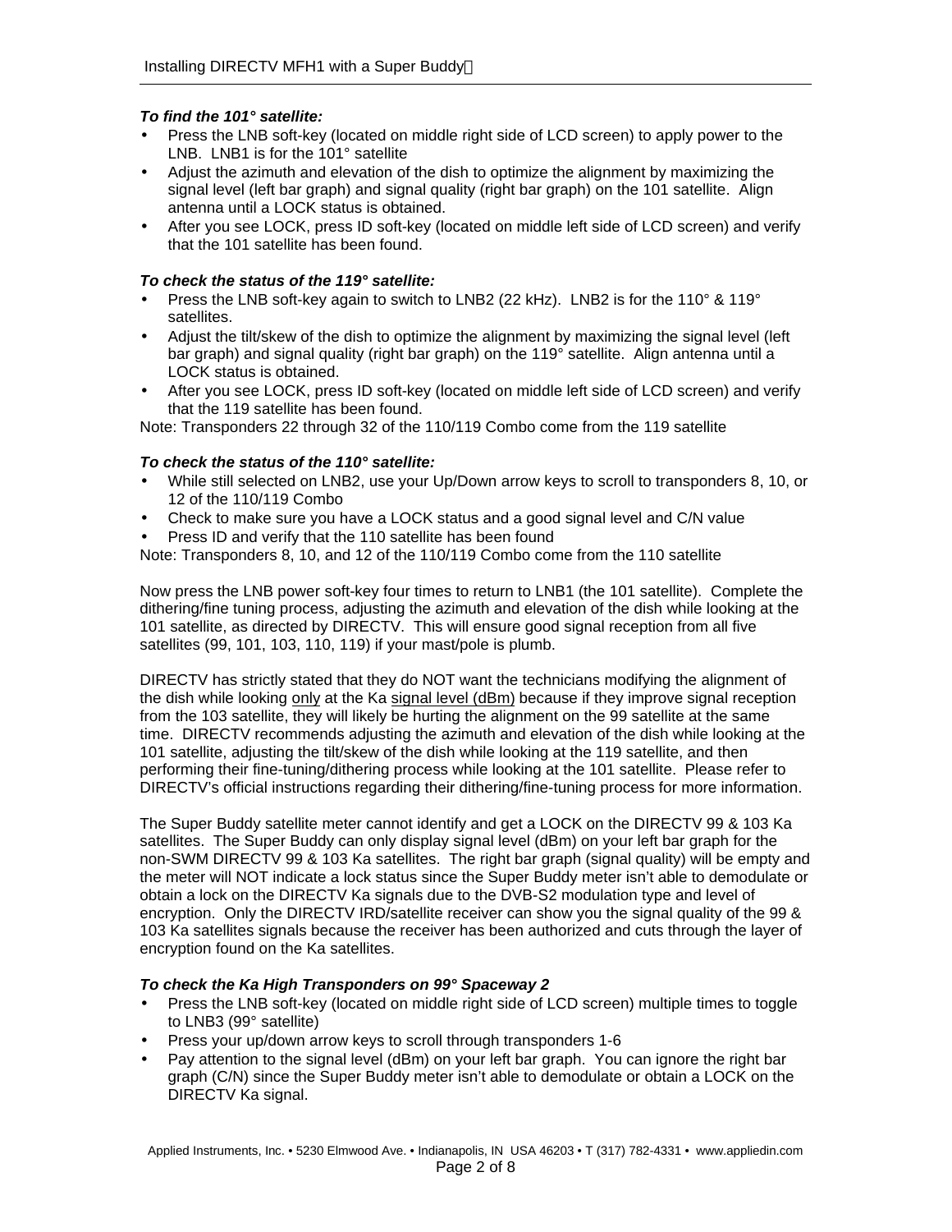***To find the 101° satellite:***

- Press the LNB soft-key (located on middle right side of LCD screen) to apply power to the LNB. LNB1 is for the 101° satellite
- Adjust the azimuth and elevation of the dish to optimize the alignment by maximizing the signal level (left bar graph) and signal quality (right bar graph) on the 101 satellite. Align antenna until a LOCK status is obtained.
- After you see LOCK, press ID soft-key (located on middle left side of LCD screen) and verify that the 101 satellite has been found.

***To check the status of the 119° satellite:***

- Press the LNB soft-key again to switch to LNB2 (22 kHz). LNB2 is for the 110° & 119° satellites.
- Adjust the tilt/skew of the dish to optimize the alignment by maximizing the signal level (left bar graph) and signal quality (right bar graph) on the 119° satellite. Align antenna until a LOCK status is obtained.
- After you see LOCK, press ID soft-key (located on middle left side of LCD screen) and verify that the 119 satellite has been found.

Note: Transponders 22 through 32 of the 110/119 Combo come from the 119 satellite

***To check the status of the 110° satellite:***

- While still selected on LNB2, use your Up/Down arrow keys to scroll to transponders 8, 10, or 12 of the 110/119 Combo
- Check to make sure you have a LOCK status and a good signal level and C/N value
- Press ID and verify that the 110 satellite has been found

Note: Transponders 8, 10, and 12 of the 110/119 Combo come from the 110 satellite

Now press the LNB power soft-key four times to return to LNB1 (the 101 satellite). Complete the dithering/fine tuning process, adjusting the azimuth and elevation of the dish while looking at the 101 satellite, as directed by DIRECTV. This will ensure good signal reception from all five satellites (99, 101, 103, 110, 119) if your mast/pole is plumb.

DIRECTV has strictly stated that they do NOT want the technicians modifying the alignment of the dish while looking only at the Ka signal level (dBm) because if they improve signal reception from the 103 satellite, they will likely be hurting the alignment on the 99 satellite at the same time. DIRECTV recommends adjusting the azimuth and elevation of the dish while looking at the 101 satellite, adjusting the tilt/skew of the dish while looking at the 119 satellite, and then performing their fine-tuning/dithering process while looking at the 101 satellite. Please refer to DIRECTV's official instructions regarding their dithering/fine-tuning process for more information.

The Super Buddy satellite meter cannot identify and get a LOCK on the DIRECTV 99 & 103 Ka satellites. The Super Buddy can only display signal level (dBm) on your left bar graph for the non-SWM DIRECTV 99 & 103 Ka satellites. The right bar graph (signal quality) will be empty and the meter will NOT indicate a lock status since the Super Buddy meter isn't able to demodulate or obtain a lock on the DIRECTV Ka signals due to the DVB-S2 modulation type and level of encryption. Only the DIRECTV IRD/satellite receiver can show you the signal quality of the 99 & 103 Ka satellites signals because the receiver has been authorized and cuts through the layer of encryption found on the Ka satellites.

***To check the Ka High Transponders on 99° Spaceway 2***

- Press the LNB soft-key (located on middle right side of LCD screen) multiple times to toggle to LNB3 (99° satellite)
- Press your up/down arrow keys to scroll through transponders 1-6
- Pay attention to the signal level (dBm) on your left bar graph. You can ignore the right bar graph (C/N) since the Super Buddy meter isn't able to demodulate or obtain a LOCK on the DIRECTV Ka signal.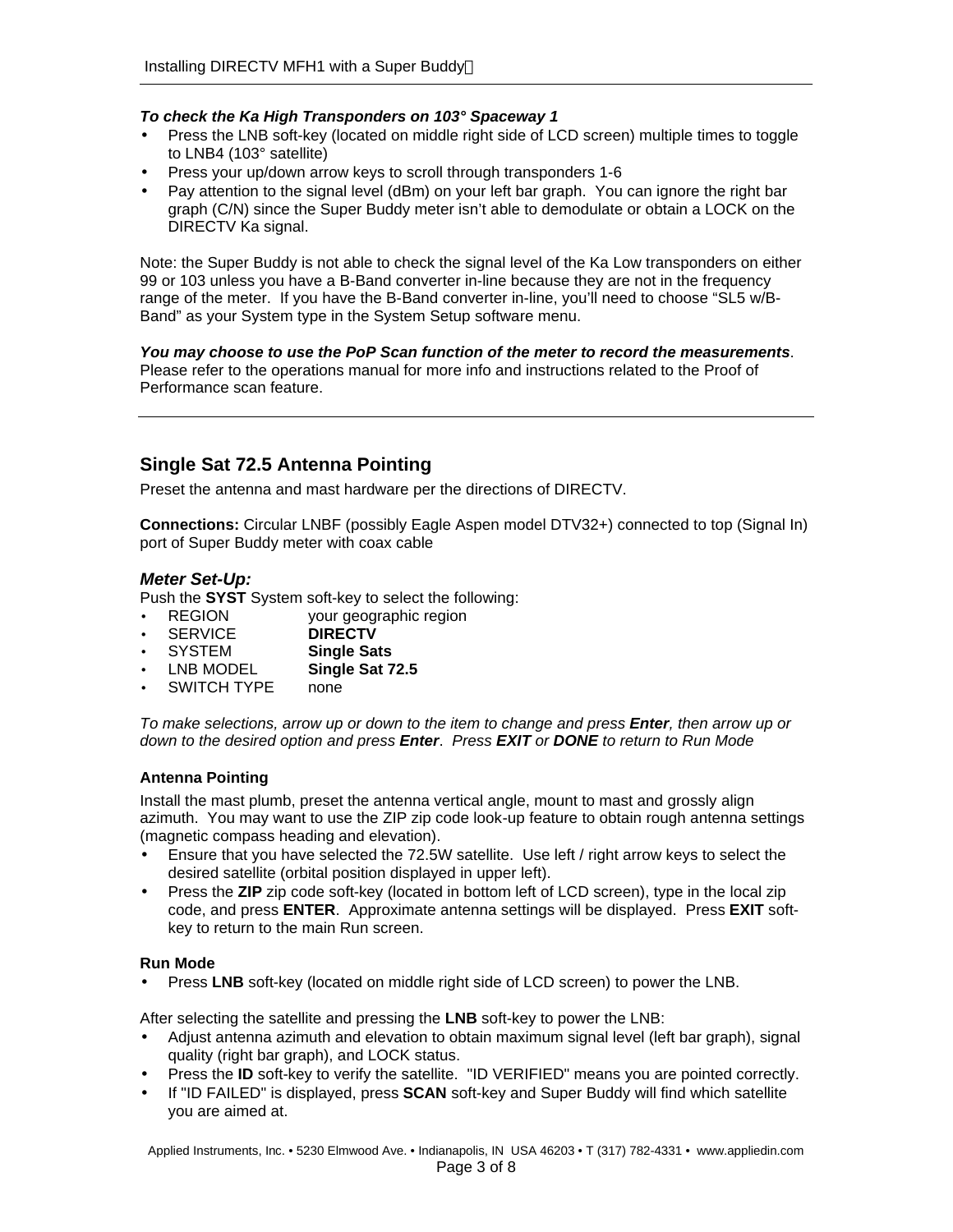***To check the Ka High Transponders on 103° Spaceway 1***

- Press the LNB soft-key (located on middle right side of LCD screen) multiple times to toggle to LNB4 (103° satellite)
- Press your up/down arrow keys to scroll through transponders 1-6
- Pay attention to the signal level (dBm) on your left bar graph. You can ignore the right bar graph (C/N) since the Super Buddy meter isn't able to demodulate or obtain a LOCK on the DIRECTV Ka signal.

Note: the Super Buddy is not able to check the signal level of the Ka Low transponders on either 99 or 103 unless you have a B-Band converter in-line because they are not in the frequency range of the meter. If you have the B-Band converter in-line, you'll need to choose "SL5 w/B-Band" as your System type in the System Setup software menu.

***You may choose to use the PoP Scan function of the meter to record the measurements***. Please refer to the operations manual for more info and instructions related to the Proof of Performance scan feature.

---

## Single Sat 72.5 Antenna Pointing

Preset the antenna and mast hardware per the directions of DIRECTV.

**Connections:** Circular LNBF (possibly Eagle Aspen model DTV32+) connected to top (Signal In) port of Super Buddy meter with coax cable

### *Meter Set-Up:*

Push the **SYST** System soft-key to select the following:

- REGION your geographic region
- SERVICE **DIRECTV**
- SYSTEM **Single Sats**
- LNB MODEL **Single Sat 72.5**
- SWITCH TYPE none

*To make selections, arrow up or down to the item to change and press **Enter**, then arrow up or down to the desired option and press **Enter**. Press **EXIT** or **DONE** to return to Run Mode*

**Antenna Pointing**

Install the mast plumb, preset the antenna vertical angle, mount to mast and grossly align azimuth. You may want to use the ZIP zip code look-up feature to obtain rough antenna settings (magnetic compass heading and elevation).

- Ensure that you have selected the 72.5W satellite. Use left / right arrow keys to select the desired satellite (orbital position displayed in upper left).
- Press the **ZIP** zip code soft-key (located in bottom left of LCD screen), type in the local zip code, and press **ENTER**. Approximate antenna settings will be displayed. Press **EXIT** soft-key to return to the main Run screen.

**Run Mode**

- Press **LNB** soft-key (located on middle right side of LCD screen) to power the LNB.

After selecting the satellite and pressing the **LNB** soft-key to power the LNB:

- Adjust antenna azimuth and elevation to obtain maximum signal level (left bar graph), signal quality (right bar graph), and LOCK status.
- Press the **ID** soft-key to verify the satellite. "ID VERIFIED" means you are pointed correctly.
- If "ID FAILED" is displayed, press **SCAN** soft-key and Super Buddy will find which satellite you are aimed at.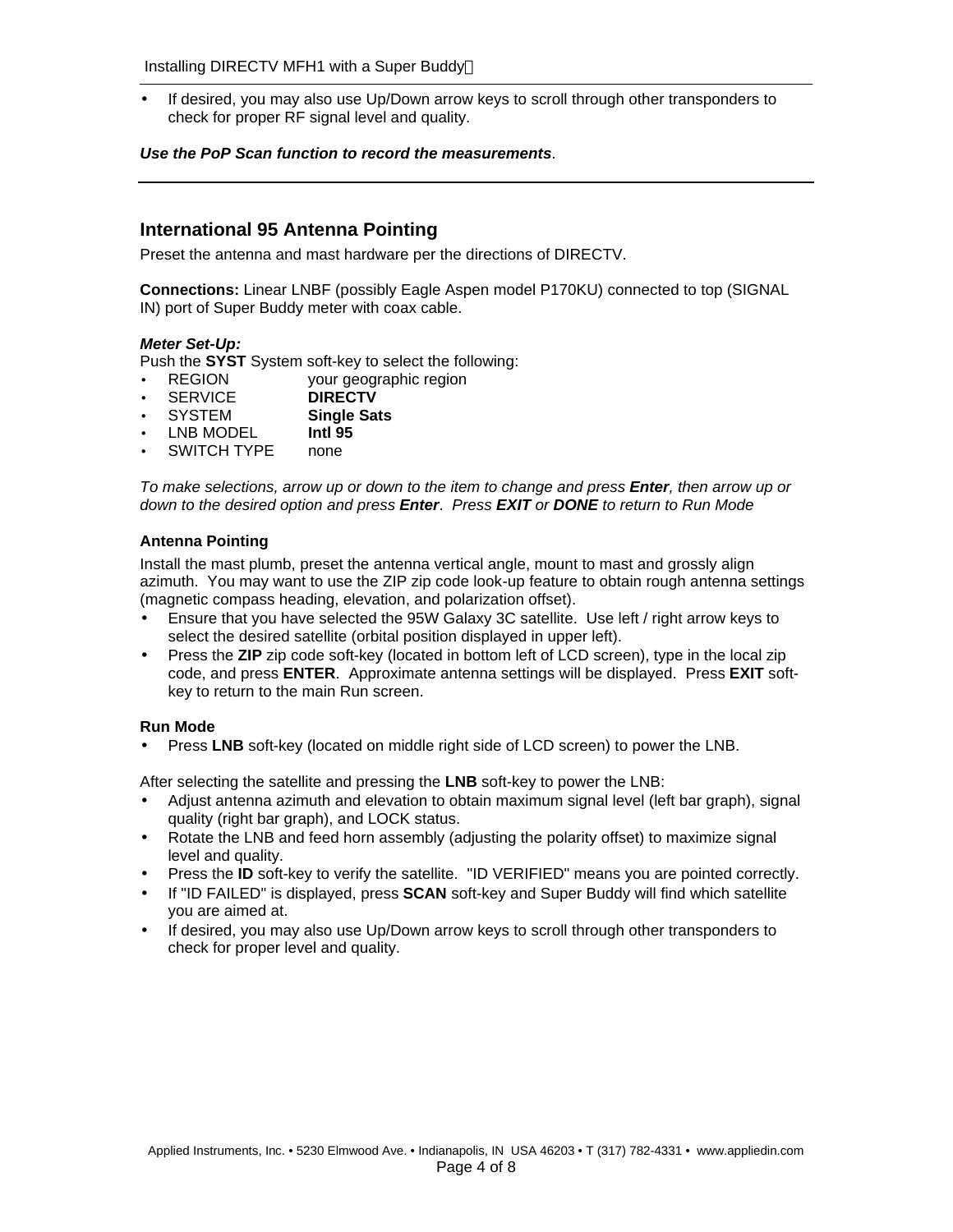- If desired, you may also use Up/Down arrow keys to scroll through other transponders to check for proper RF signal level and quality.

***Use the PoP Scan function to record the measurements***.

---

## International 95 Antenna Pointing

Preset the antenna and mast hardware per the directions of DIRECTV.

**Connections:** Linear LNBF (possibly Eagle Aspen model P170KU) connected to top (SIGNAL IN) port of Super Buddy meter with coax cable.

***Meter Set-Up:***

Push the **SYST** System soft-key to select the following:

- REGION your geographic region
- SERVICE **DIRECTV**
- SYSTEM **Single Sats**
- LNB MODEL **Intl 95**
- SWITCH TYPE none

*To make selections, arrow up or down to the item to change and press **Enter**, then arrow up or down to the desired option and press **Enter**. Press **EXIT** or **DONE** to return to Run Mode*

### Antenna Pointing

Install the mast plumb, preset the antenna vertical angle, mount to mast and grossly align azimuth. You may want to use the ZIP zip code look-up feature to obtain rough antenna settings (magnetic compass heading, elevation, and polarization offset).

- Ensure that you have selected the 95W Galaxy 3C satellite. Use left / right arrow keys to select the desired satellite (orbital position displayed in upper left).
- Press the **ZIP** zip code soft-key (located in bottom left of LCD screen), type in the local zip code, and press **ENTER**. Approximate antenna settings will be displayed. Press **EXIT** soft-key to return to the main Run screen.

### Run Mode

- Press **LNB** soft-key (located on middle right side of LCD screen) to power the LNB.

After selecting the satellite and pressing the **LNB** soft-key to power the LNB:

- Adjust antenna azimuth and elevation to obtain maximum signal level (left bar graph), signal quality (right bar graph), and LOCK status.
- Rotate the LNB and feed horn assembly (adjusting the polarity offset) to maximize signal level and quality.
- Press the **ID** soft-key to verify the satellite. "ID VERIFIED" means you are pointed correctly.
- If "ID FAILED" is displayed, press **SCAN** soft-key and Super Buddy will find which satellite you are aimed at.
- If desired, you may also use Up/Down arrow keys to scroll through other transponders to check for proper level and quality.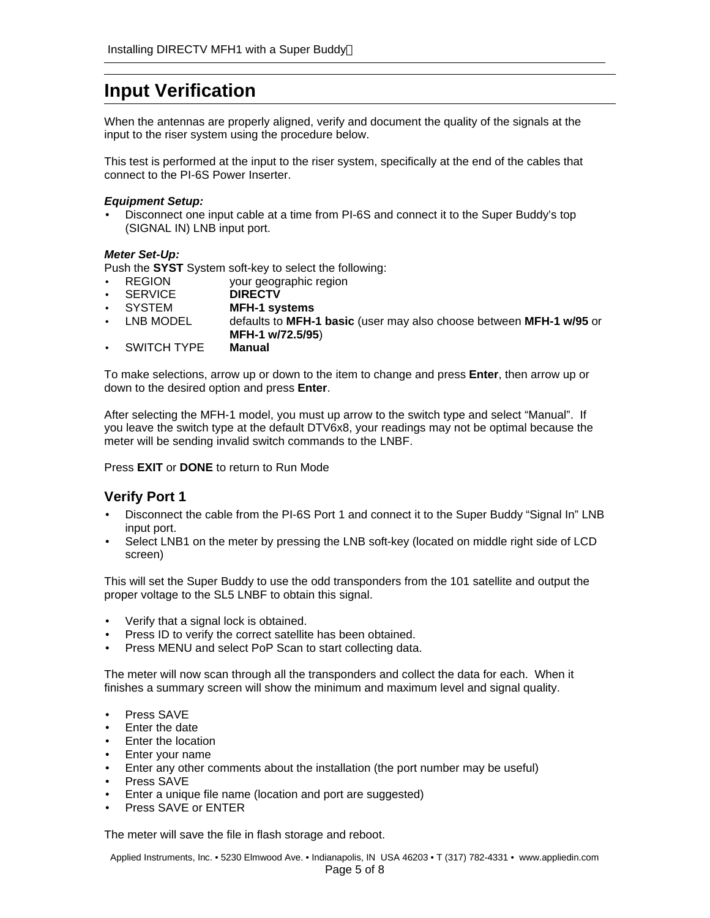# Input Verification

When the antennas are properly aligned, verify and document the quality of the signals at the input to the riser system using the procedure below.

This test is performed at the input to the riser system, specifically at the end of the cables that connect to the PI-6S Power Inserter.

***Equipment Setup:***

- Disconnect one input cable at a time from PI-6S and connect it to the Super Buddy's top (SIGNAL IN) LNB input port.

***Meter Set-Up:***

Push the **SYST** System soft-key to select the following:

- REGION your geographic region
- SERVICE **DIRECTV**
- SYSTEM **MFH-1 systems**
- LNB MODEL defaults to **MFH-1 basic** (user may also choose between **MFH-1 w/95** or **MFH-1 w/72.5/95**)
- SWITCH TYPE **Manual**

To make selections, arrow up or down to the item to change and press **Enter**, then arrow up or down to the desired option and press **Enter**.

After selecting the MFH-1 model, you must up arrow to the switch type and select "Manual". If you leave the switch type at the default DTV6x8, your readings may not be optimal because the meter will be sending invalid switch commands to the LNBF.

Press **EXIT** or **DONE** to return to Run Mode

## Verify Port 1

- Disconnect the cable from the PI-6S Port 1 and connect it to the Super Buddy "Signal In" LNB input port.
- Select LNB1 on the meter by pressing the LNB soft-key (located on middle right side of LCD screen)

This will set the Super Buddy to use the odd transponders from the 101 satellite and output the proper voltage to the SL5 LNBF to obtain this signal.

- Verify that a signal lock is obtained.
- Press ID to verify the correct satellite has been obtained.
- Press MENU and select PoP Scan to start collecting data.

The meter will now scan through all the transponders and collect the data for each. When it finishes a summary screen will show the minimum and maximum level and signal quality.

- Press SAVE
- Enter the date
- Enter the location
- Enter your name
- Enter any other comments about the installation (the port number may be useful)
- Press SAVE
- Enter a unique file name (location and port are suggested)
- Press SAVE or ENTER

The meter will save the file in flash storage and reboot.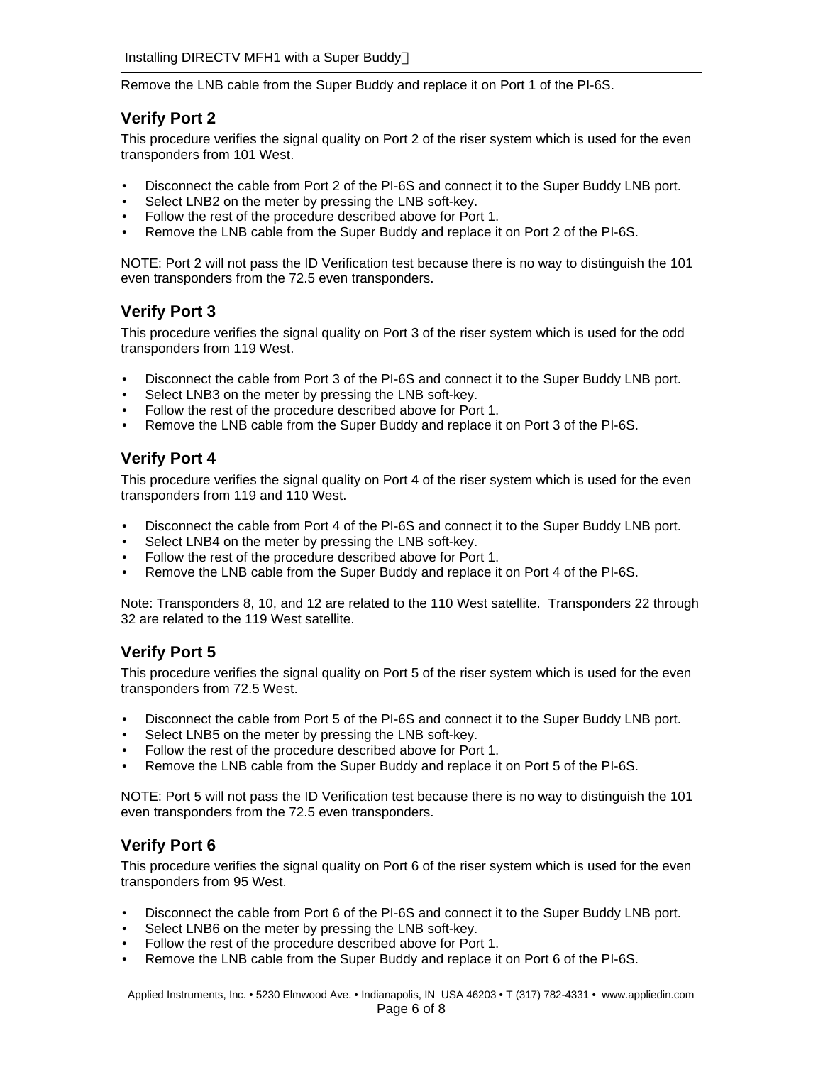Remove the LNB cable from the Super Buddy and replace it on Port 1 of the PI-6S.

## Verify Port 2

This procedure verifies the signal quality on Port 2 of the riser system which is used for the even transponders from 101 West.

- Disconnect the cable from Port 2 of the PI-6S and connect it to the Super Buddy LNB port.
- Select LNB2 on the meter by pressing the LNB soft-key.
- Follow the rest of the procedure described above for Port 1.
- Remove the LNB cable from the Super Buddy and replace it on Port 2 of the PI-6S.

NOTE: Port 2 will not pass the ID Verification test because there is no way to distinguish the 101 even transponders from the 72.5 even transponders.

## Verify Port 3

This procedure verifies the signal quality on Port 3 of the riser system which is used for the odd transponders from 119 West.

- Disconnect the cable from Port 3 of the PI-6S and connect it to the Super Buddy LNB port.
- Select LNB3 on the meter by pressing the LNB soft-key.
- Follow the rest of the procedure described above for Port 1.
- Remove the LNB cable from the Super Buddy and replace it on Port 3 of the PI-6S.

## Verify Port 4

This procedure verifies the signal quality on Port 4 of the riser system which is used for the even transponders from 119 and 110 West.

- Disconnect the cable from Port 4 of the PI-6S and connect it to the Super Buddy LNB port.
- Select LNB4 on the meter by pressing the LNB soft-key.
- Follow the rest of the procedure described above for Port 1.
- Remove the LNB cable from the Super Buddy and replace it on Port 4 of the PI-6S.

Note: Transponders 8, 10, and 12 are related to the 110 West satellite. Transponders 22 through 32 are related to the 119 West satellite.

## Verify Port 5

This procedure verifies the signal quality on Port 5 of the riser system which is used for the even transponders from 72.5 West.

- Disconnect the cable from Port 5 of the PI-6S and connect it to the Super Buddy LNB port.
- Select LNB5 on the meter by pressing the LNB soft-key.
- Follow the rest of the procedure described above for Port 1.
- Remove the LNB cable from the Super Buddy and replace it on Port 5 of the PI-6S.

NOTE: Port 5 will not pass the ID Verification test because there is no way to distinguish the 101 even transponders from the 72.5 even transponders.

## Verify Port 6

This procedure verifies the signal quality on Port 6 of the riser system which is used for the even transponders from 95 West.

- Disconnect the cable from Port 6 of the PI-6S and connect it to the Super Buddy LNB port.
- Select LNB6 on the meter by pressing the LNB soft-key.
- Follow the rest of the procedure described above for Port 1.
- Remove the LNB cable from the Super Buddy and replace it on Port 6 of the PI-6S.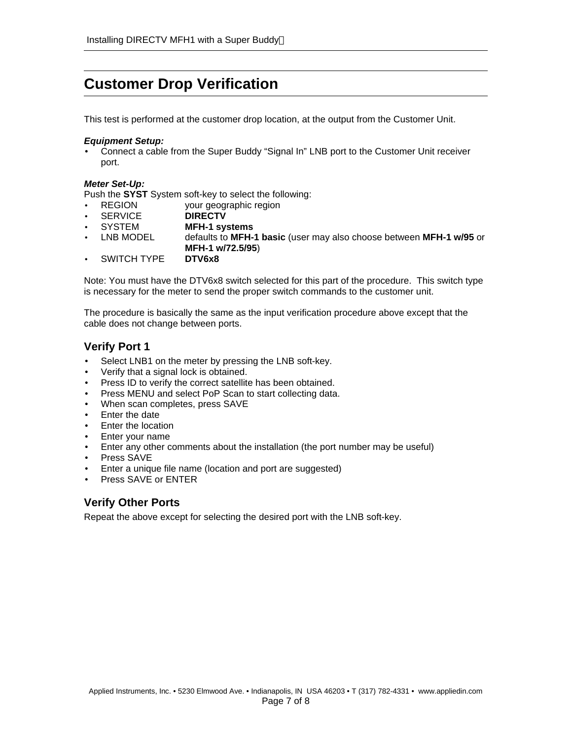## Customer Drop Verification

This test is performed at the customer drop location, at the output from the Customer Unit.

***Equipment Setup:***

- Connect a cable from the Super Buddy "Signal In" LNB port to the Customer Unit receiver port.

***Meter Set-Up:***

Push the **SYST** System soft-key to select the following:

- REGION your geographic region
- SERVICE **DIRECTV**
- SYSTEM **MFH-1 systems**
- LNB MODEL defaults to **MFH-1 basic** (user may also choose between **MFH-1 w/95** or **MFH-1 w/72.5/95**)
- SWITCH TYPE **DTV6x8**

Note: You must have the DTV6x8 switch selected for this part of the procedure. This switch type is necessary for the meter to send the proper switch commands to the customer unit.

The procedure is basically the same as the input verification procedure above except that the cable does not change between ports.

### Verify Port 1

- Select LNB1 on the meter by pressing the LNB soft-key.
- Verify that a signal lock is obtained.
- Press ID to verify the correct satellite has been obtained.
- Press MENU and select PoP Scan to start collecting data.
- When scan completes, press SAVE
- Enter the date
- Enter the location
- Enter your name
- Enter any other comments about the installation (the port number may be useful)
- Press SAVE
- Enter a unique file name (location and port are suggested)
- Press SAVE or ENTER

### Verify Other Ports

Repeat the above except for selecting the desired port with the LNB soft-key.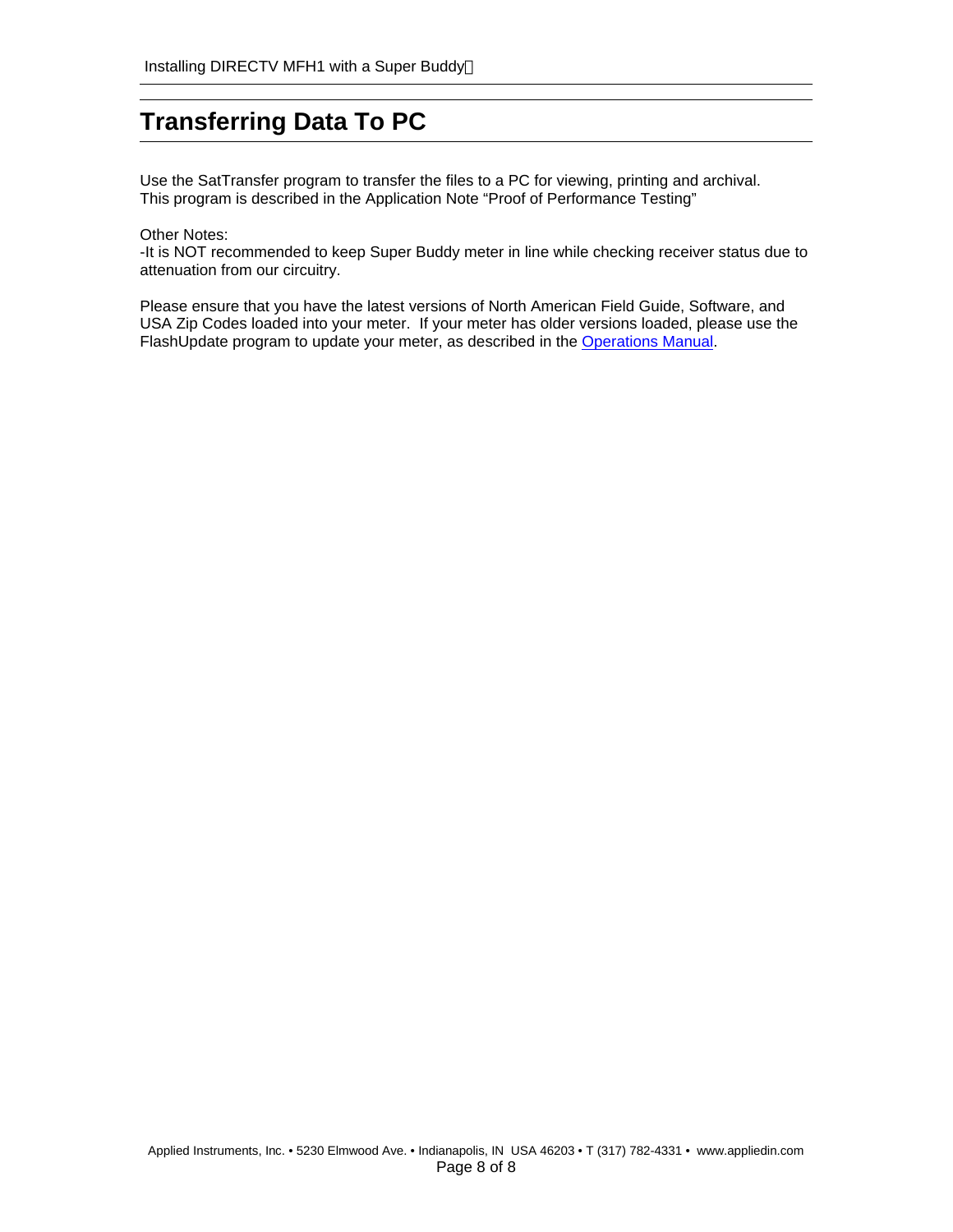# Transferring Data To PC

Use the SatTransfer program to transfer the files to a PC for viewing, printing and archival. This program is described in the Application Note "Proof of Performance Testing"

Other Notes:
-It is NOT recommended to keep Super Buddy meter in line while checking receiver status due to attenuation from our circuitry.

Please ensure that you have the latest versions of North American Field Guide, Software, and USA Zip Codes loaded into your meter. If your meter has older versions loaded, please use the FlashUpdate program to update your meter, as described in the Operations Manual.